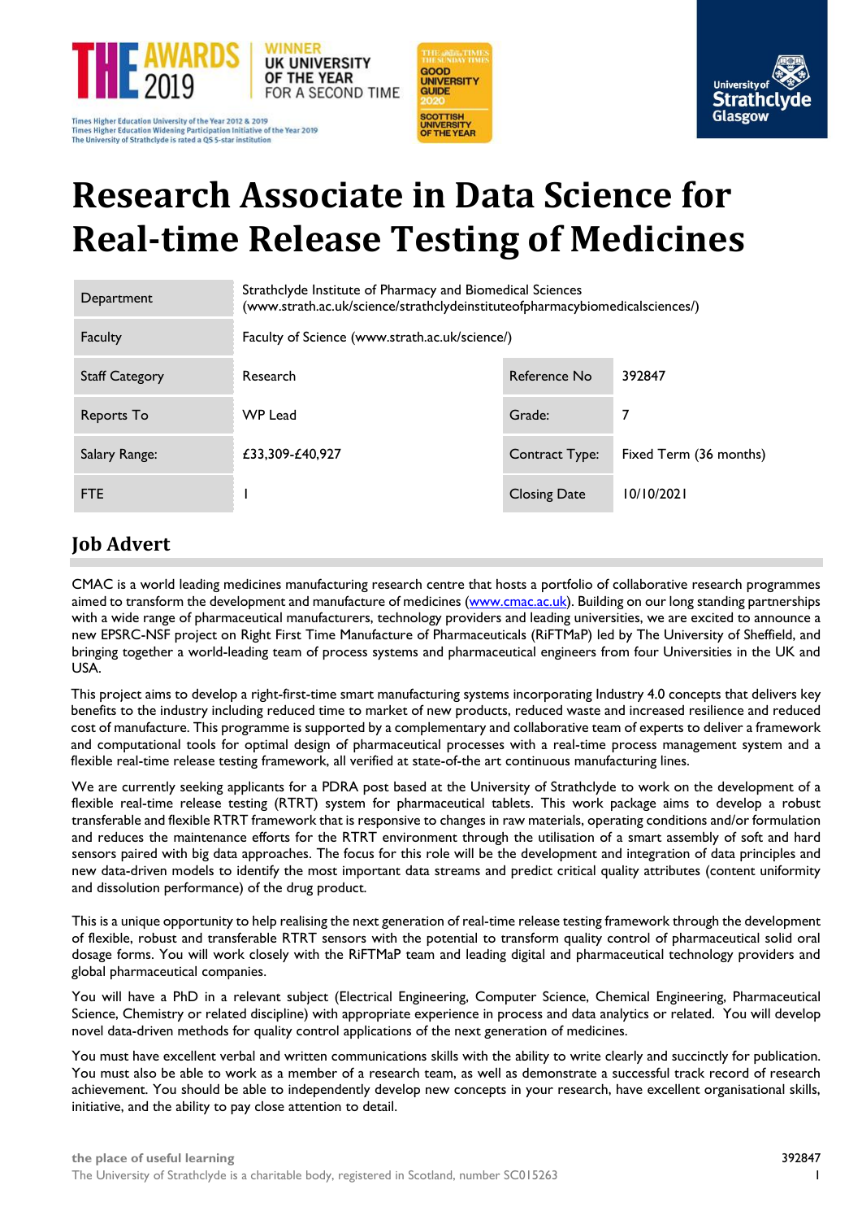# Research Associate in Data Science for Real-time Release Testing of Medicines

| Department | Strathclyde Institute of Pharmacy and Biomedical Sciences (www.strath.ac.uk/science/strathclydeinstituteofpharmacybiomedicalsciences/) | | |
|---|---|---|---|
| Faculty | Faculty of Science (www.strath.ac.uk/science/) | | |
| Staff Category | Research | Reference No | 392847 |
| Reports To | WP Lead | Grade: | 7 |
| Salary Range: | £33,309-£40,927 | Contract Type: | Fixed Term (36 months) |
| FTE | 1 | Closing Date | 10/10/2021 |

## Job Advert

CMAC is a world leading medicines manufacturing research centre that hosts a portfolio of collaborative research programmes aimed to transform the development and manufacture of medicines (www.cmac.ac.uk). Building on our long standing partnerships with a wide range of pharmaceutical manufacturers, technology providers and leading universities, we are excited to announce a new EPSRC-NSF project on Right First Time Manufacture of Pharmaceuticals (RiFTMaP) led by The University of Sheffield, and bringing together a world-leading team of process systems and pharmaceutical engineers from four Universities in the UK and USA.

This project aims to develop a right-first-time smart manufacturing systems incorporating Industry 4.0 concepts that delivers key benefits to the industry including reduced time to market of new products, reduced waste and increased resilience and reduced cost of manufacture. This programme is supported by a complementary and collaborative team of experts to deliver a framework and computational tools for optimal design of pharmaceutical processes with a real-time process management system and a flexible real-time release testing framework, all verified at state-of-the art continuous manufacturing lines.

We are currently seeking applicants for a PDRA post based at the University of Strathclyde to work on the development of a flexible real-time release testing (RTRT) system for pharmaceutical tablets. This work package aims to develop a robust transferable and flexible RTRT framework that is responsive to changes in raw materials, operating conditions and/or formulation and reduces the maintenance efforts for the RTRT environment through the utilisation of a smart assembly of soft and hard sensors paired with big data approaches. The focus for this role will be the development and integration of data principles and new data-driven models to identify the most important data streams and predict critical quality attributes (content uniformity and dissolution performance) of the drug product.

This is a unique opportunity to help realising the next generation of real-time release testing framework through the development of flexible, robust and transferable RTRT sensors with the potential to transform quality control of pharmaceutical solid oral dosage forms. You will work closely with the RiFTMaP team and leading digital and pharmaceutical technology providers and global pharmaceutical companies.

You will have a PhD in a relevant subject (Electrical Engineering, Computer Science, Chemical Engineering, Pharmaceutical Science, Chemistry or related discipline) with appropriate experience in process and data analytics or related. You will develop novel data-driven methods for quality control applications of the next generation of medicines.

You must have excellent verbal and written communications skills with the ability to write clearly and succinctly for publication. You must also be able to work as a member of a research team, as well as demonstrate a successful track record of research achievement. You should be able to independently develop new concepts in your research, have excellent organisational skills, initiative, and the ability to pay close attention to detail.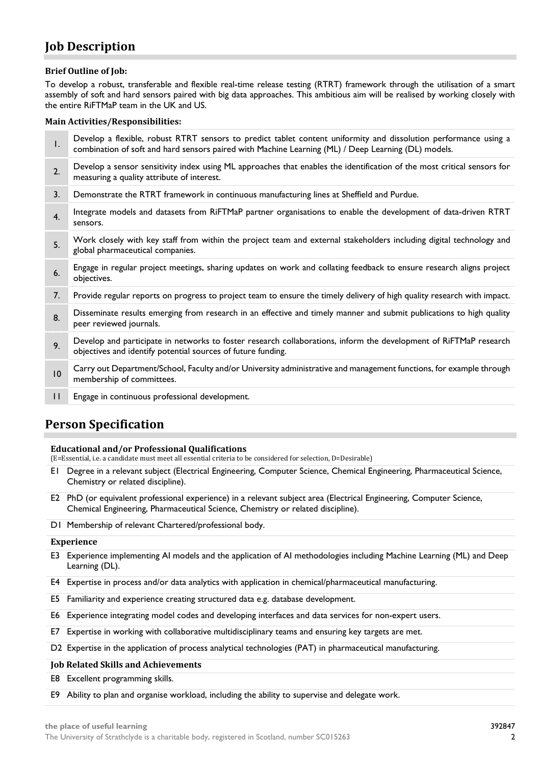## Job Description

#### Brief Outline of Job:

To develop a robust, transferable and flexible real-time release testing (RTRT) framework through the utilisation of a smart assembly of soft and hard sensors paired with big data approaches. This ambitious aim will be realised by working closely with the entire RiFTMaP team in the UK and US.

#### Main Activities/Responsibilities:

| | |
|---|---|
| 1. | Develop a flexible, robust RTRT sensors to predict tablet content uniformity and dissolution performance using a combination of soft and hard sensors paired with Machine Learning (ML) / Deep Learning (DL) models. |
| 2. | Develop a sensor sensitivity index using ML approaches that enables the identification of the most critical sensors for measuring a quality attribute of interest. |
| 3. | Demonstrate the RTRT framework in continuous manufacturing lines at Sheffield and Purdue. |
| 4. | Integrate models and datasets from RiFTMaP partner organisations to enable the development of data-driven RTRT sensors. |
| 5. | Work closely with key staff from within the project team and external stakeholders including digital technology and global pharmaceutical companies. |
| 6. | Engage in regular project meetings, sharing updates on work and collating feedback to ensure research aligns project objectives. |
| 7. | Provide regular reports on progress to project team to ensure the timely delivery of high quality research with impact. |
| 8. | Disseminate results emerging from research in an effective and timely manner and submit publications to high quality peer reviewed journals. |
| 9. | Develop and participate in networks to foster research collaborations, inform the development of RiFTMaP research objectives and identify potential sources of future funding. |
| 10 | Carry out Department/School, Faculty and/or University administrative and management functions, for example through membership of committees. |
| 11 | Engage in continuous professional development. |

## Person Specification

#### Educational and/or Professional Qualifications

(E=Essential, i.e. a candidate must meet all essential criteria to be considered for selection, D=Desirable)

E1 Degree in a relevant subject (Electrical Engineering, Computer Science, Chemical Engineering, Pharmaceutical Science, Chemistry or related discipline).

E2 PhD (or equivalent professional experience) in a relevant subject area (Electrical Engineering, Computer Science, Chemical Engineering, Pharmaceutical Science, Chemistry or related discipline).

D1 Membership of relevant Chartered/professional body.

#### Experience

E3 Experience implementing AI models and the application of AI methodologies including Machine Learning (ML) and Deep Learning (DL).

E4 Expertise in process and/or data analytics with application in chemical/pharmaceutical manufacturing.

E5 Familiarity and experience creating structured data e.g. database development.

E6 Experience integrating model codes and developing interfaces and data services for non-expert users.

E7 Expertise in working with collaborative multidisciplinary teams and ensuring key targets are met.

D2 Expertise in the application of process analytical technologies (PAT) in pharmaceutical manufacturing.

#### Job Related Skills and Achievements

E8 Excellent programming skills.

E9 Ability to plan and organise workload, including the ability to supervise and delegate work.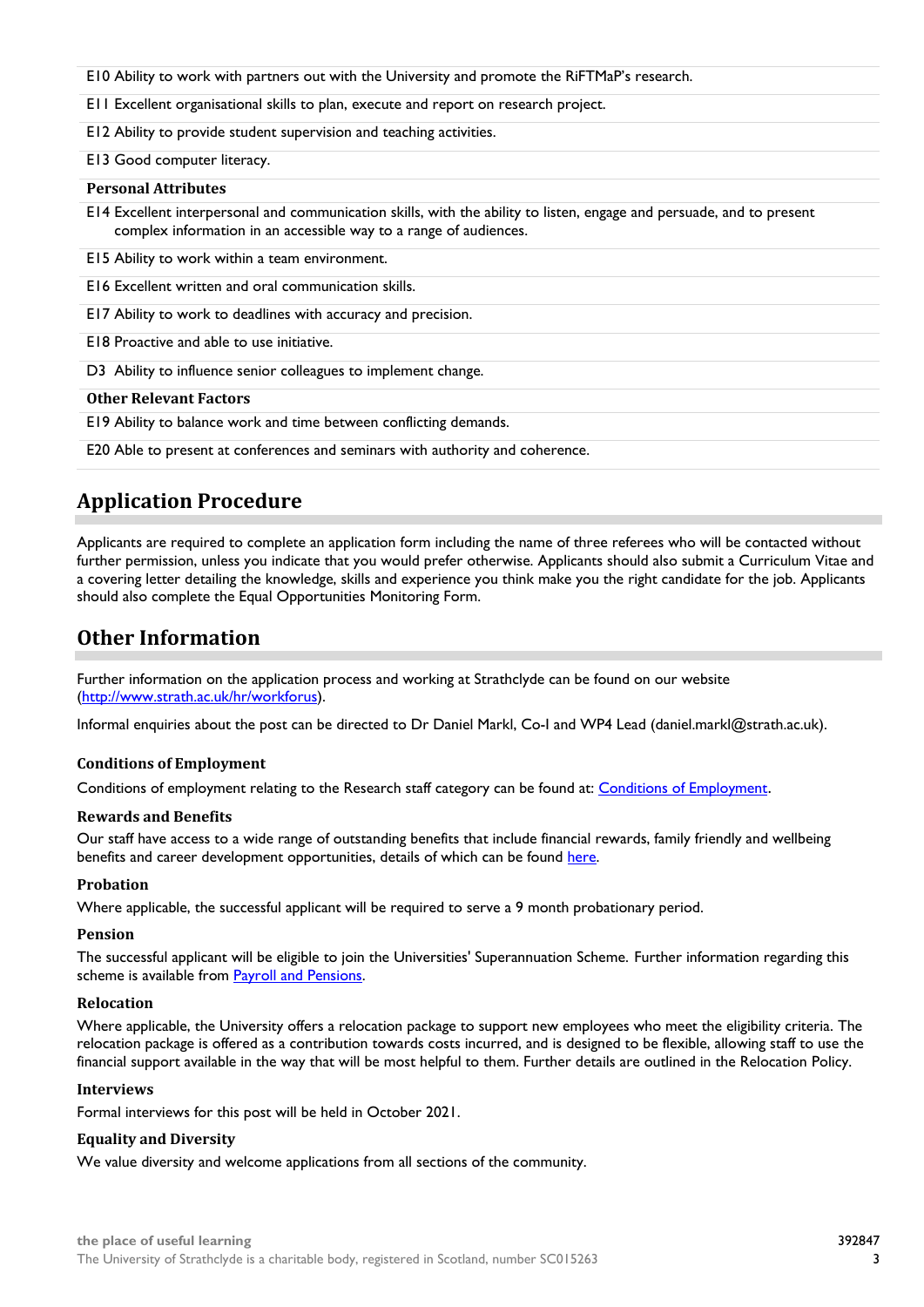E10 Ability to work with partners out with the University and promote the RiFTMaP's research.

E11 Excellent organisational skills to plan, execute and report on research project.

E12 Ability to provide student supervision and teaching activities.

E13 Good computer literacy.

**Personal Attributes**

E14 Excellent interpersonal and communication skills, with the ability to listen, engage and persuade, and to present complex information in an accessible way to a range of audiences.

E15 Ability to work within a team environment.

E16 Excellent written and oral communication skills.

E17 Ability to work to deadlines with accuracy and precision.

E18 Proactive and able to use initiative.

D3 Ability to influence senior colleagues to implement change.

**Other Relevant Factors**

E19 Ability to balance work and time between conflicting demands.

E20 Able to present at conferences and seminars with authority and coherence.

## Application Procedure

Applicants are required to complete an application form including the name of three referees who will be contacted without further permission, unless you indicate that you would prefer otherwise. Applicants should also submit a Curriculum Vitae and a covering letter detailing the knowledge, skills and experience you think make you the right candidate for the job. Applicants should also complete the Equal Opportunities Monitoring Form.

## Other Information

Further information on the application process and working at Strathclyde can be found on our website (http://www.strath.ac.uk/hr/workforus).

Informal enquiries about the post can be directed to Dr Daniel Markl, Co-I and WP4 Lead (daniel.markl@strath.ac.uk).

### Conditions of Employment

Conditions of employment relating to the Research staff category can be found at: Conditions of Employment.

### Rewards and Benefits

Our staff have access to a wide range of outstanding benefits that include financial rewards, family friendly and wellbeing benefits and career development opportunities, details of which can be found here.

### Probation

Where applicable, the successful applicant will be required to serve a 9 month probationary period.

### Pension

The successful applicant will be eligible to join the Universities' Superannuation Scheme. Further information regarding this scheme is available from Payroll and Pensions.

### Relocation

Where applicable, the University offers a relocation package to support new employees who meet the eligibility criteria. The relocation package is offered as a contribution towards costs incurred, and is designed to be flexible, allowing staff to use the financial support available in the way that will be most helpful to them. Further details are outlined in the Relocation Policy.

### Interviews

Formal interviews for this post will be held in October 2021.

### Equality and Diversity

We value diversity and welcome applications from all sections of the community.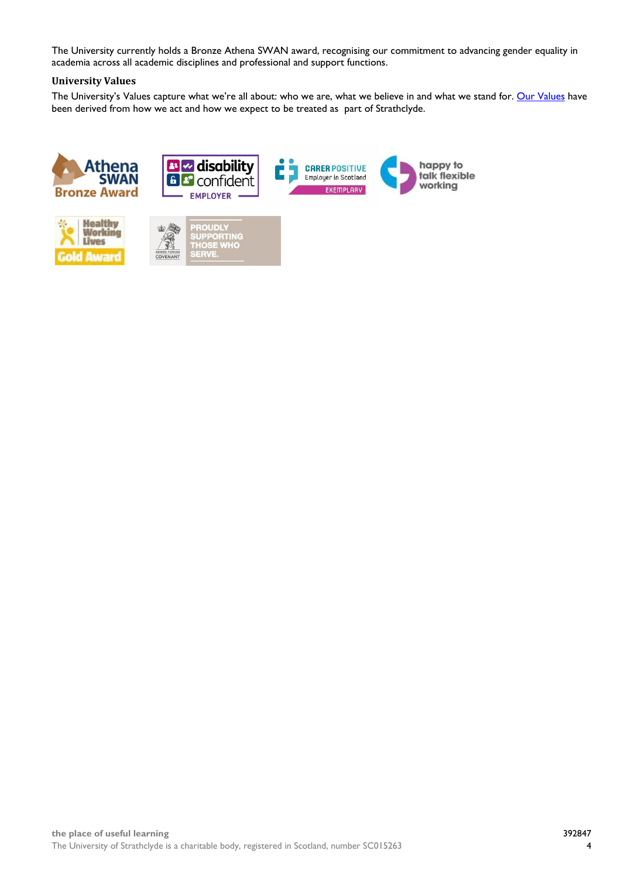The University currently holds a Bronze Athena SWAN award, recognising our commitment to advancing gender equality in academia across all academic disciplines and professional and support functions.

### University Values

The University's Values capture what we're all about: who we are, what we believe in and what we stand for. [Our Values] have been derived from how we act and how we expect to be treated as part of Strathclyde.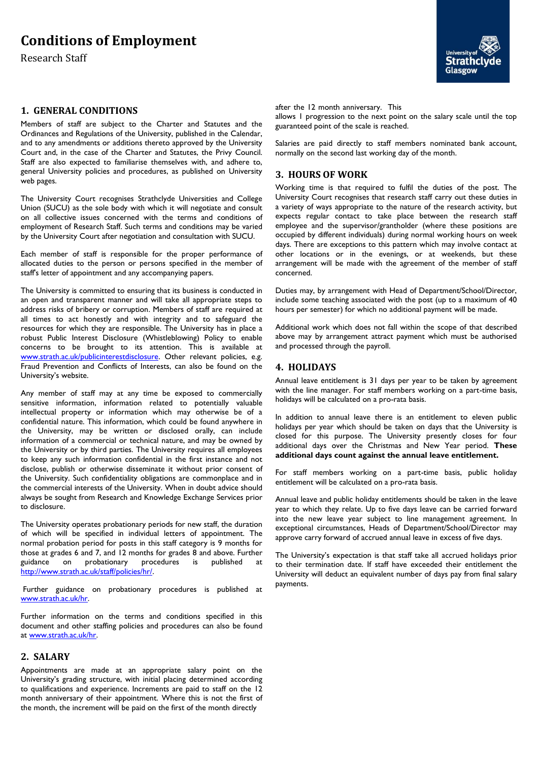# Conditions of Employment

Research Staff

## 1. GENERAL CONDITIONS

Members of staff are subject to the Charter and Statutes and the Ordinances and Regulations of the University, published in the Calendar, and to any amendments or additions thereto approved by the University Court and, in the case of the Charter and Statutes, the Privy Council. Staff are also expected to familiarise themselves with, and adhere to, general University policies and procedures, as published on University web pages.

The University Court recognises Strathclyde Universities and College Union (SUCU) as the sole body with which it will negotiate and consult on all collective issues concerned with the terms and conditions of employment of Research Staff. Such terms and conditions may be varied by the University Court after negotiation and consultation with SUCU.

Each member of staff is responsible for the proper performance of allocated duties to the person or persons specified in the member of staff's letter of appointment and any accompanying papers.

The University is committed to ensuring that its business is conducted in an open and transparent manner and will take all appropriate steps to address risks of bribery or corruption. Members of staff are required at all times to act honestly and with integrity and to safeguard the resources for which they are responsible. The University has in place a robust Public Interest Disclosure (Whistleblowing) Policy to enable concerns to be brought to its attention. This is available at www.strath.ac.uk/publicinterestdisclosure. Other relevant policies, e.g. Fraud Prevention and Conflicts of Interests, can also be found on the University's website.

Any member of staff may at any time be exposed to commercially sensitive information, information related to potentially valuable intellectual property or information which may otherwise be of a confidential nature. This information, which could be found anywhere in the University, may be written or disclosed orally, can include information of a commercial or technical nature, and may be owned by the University or by third parties. The University requires all employees to keep any such information confidential in the first instance and not disclose, publish or otherwise disseminate it without prior consent of the University. Such confidentiality obligations are commonplace and in the commercial interests of the University. When in doubt advice should always be sought from Research and Knowledge Exchange Services prior to disclosure.

The University operates probationary periods for new staff, the duration of which will be specified in individual letters of appointment. The normal probation period for posts in this staff category is 9 months for those at grades 6 and 7, and 12 months for grades 8 and above. Further guidance on probationary procedures is published at http://www.strath.ac.uk/staff/policies/hr/.

Further guidance on probationary procedures is published at www.strath.ac.uk/hr.

Further information on the terms and conditions specified in this document and other staffing policies and procedures can also be found at www.strath.ac.uk/hr.

## 2. SALARY

Appointments are made at an appropriate salary point on the University's grading structure, with initial placing determined according to qualifications and experience. Increments are paid to staff on the 12 month anniversary of their appointment. Where this is not the first of the month, the increment will be paid on the first of the month directly after the 12 month anniversary. This allows 1 progression to the next point on the salary scale until the top guaranteed point of the scale is reached.

Salaries are paid directly to staff members nominated bank account, normally on the second last working day of the month.

## 3. HOURS OF WORK

Working time is that required to fulfil the duties of the post. The University Court recognises that research staff carry out these duties in a variety of ways appropriate to the nature of the research activity, but expects regular contact to take place between the research staff employee and the supervisor/grantholder (where these positions are occupied by different individuals) during normal working hours on week days. There are exceptions to this pattern which may involve contact at other locations or in the evenings, or at weekends, but these arrangement will be made with the agreement of the member of staff concerned.

Duties may, by arrangement with Head of Department/School/Director, include some teaching associated with the post (up to a maximum of 40 hours per semester) for which no additional payment will be made.

Additional work which does not fall within the scope of that described above may by arrangement attract payment which must be authorised and processed through the payroll.

## 4. HOLIDAYS

Annual leave entitlement is 31 days per year to be taken by agreement with the line manager. For staff members working on a part-time basis, holidays will be calculated on a pro-rata basis.

In addition to annual leave there is an entitlement to eleven public holidays per year which should be taken on days that the University is closed for this purpose. The University presently closes for four additional days over the Christmas and New Year period. **These additional days count against the annual leave entitlement.**

For staff members working on a part-time basis, public holiday entitlement will be calculated on a pro-rata basis.

Annual leave and public holiday entitlements should be taken in the leave year to which they relate. Up to five days leave can be carried forward into the new leave year subject to line management agreement. In exceptional circumstances, Heads of Department/School/Director may approve carry forward of accrued annual leave in excess of five days.

The University's expectation is that staff take all accrued holidays prior to their termination date. If staff have exceeded their entitlement the University will deduct an equivalent number of days pay from final salary payments.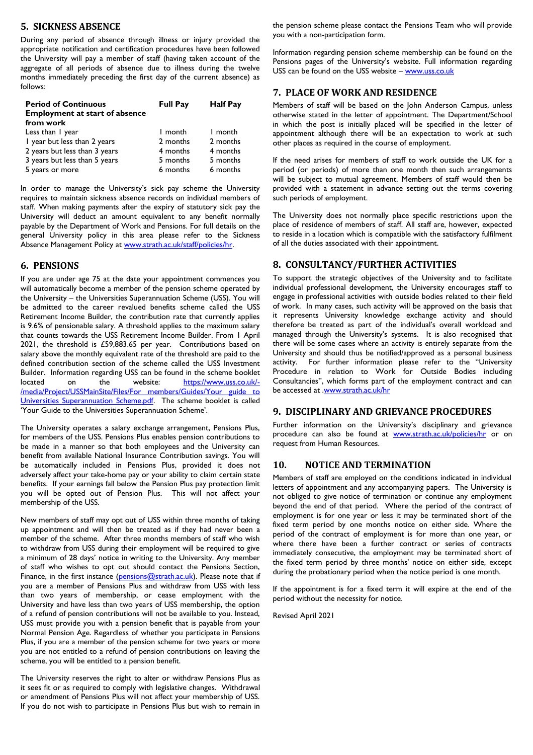## 5. SICKNESS ABSENCE

During any period of absence through illness or injury provided the appropriate notification and certification procedures have been followed the University will pay a member of staff (having taken account of the aggregate of all periods of absence due to illness during the twelve months immediately preceding the first day of the current absence) as follows:

| Period of Continuous Employment at start of absence from work | Full Pay | Half Pay |
|---|---|---|
| Less than 1 year | 1 month | 1 month |
| 1 year but less than 2 years | 2 months | 2 months |
| 2 years but less than 3 years | 4 months | 4 months |
| 3 years but less than 5 years | 5 months | 5 months |
| 5 years or more | 6 months | 6 months |

In order to manage the University's sick pay scheme the University requires to maintain sickness absence records on individual members of staff. When making payments after the expiry of statutory sick pay the University will deduct an amount equivalent to any benefit normally payable by the Department of Work and Pensions. For full details on the general University policy in this area please refer to the Sickness Absence Management Policy at www.strath.ac.uk/staff/policies/hr.

## 6. PENSIONS

If you are under age 75 at the date your appointment commences you will automatically become a member of the pension scheme operated by the University – the Universities Superannuation Scheme (USS). You will be admitted to the career revalued benefits scheme called the USS Retirement Income Builder, the contribution rate that currently applies is 9.6% of pensionable salary. A threshold applies to the maximum salary that counts towards the USS Retirement Income Builder. From 1 April 2021, the threshold is £59,883.65 per year. Contributions based on salary above the monthly equivalent rate of the threshold are paid to the defined contribution section of the scheme called the USS Investment Builder. Information regarding USS can be found in the scheme booklet located on the website: https://www.uss.co.uk/-/media/Project/USSMainSite/Files/For members/Guides/Your guide to Universities Superannuation Scheme.pdf. The scheme booklet is called 'Your Guide to the Universities Superannuation Scheme'.

The University operates a salary exchange arrangement, Pensions Plus, for members of the USS. Pensions Plus enables pension contributions to be made in a manner so that both employees and the University can benefit from available National Insurance Contribution savings. You will be automatically included in Pensions Plus, provided it does not adversely affect your take-home pay or your ability to claim certain state benefits. If your earnings fall below the Pension Plus pay protection limit you will be opted out of Pension Plus. This will not affect your membership of the USS.

New members of staff may opt out of USS within three months of taking up appointment and will then be treated as if they had never been a member of the scheme. After three months members of staff who wish to withdraw from USS during their employment will be required to give a minimum of 28 days' notice in writing to the University. Any member of staff who wishes to opt out should contact the Pensions Section, Finance, in the first instance (pensions@strath.ac.uk). Please note that if you are a member of Pensions Plus and withdraw from USS with less than two years of membership, or cease employment with the University and have less than two years of USS membership, the option of a refund of pension contributions will not be available to you. Instead, USS must provide you with a pension benefit that is payable from your Normal Pension Age. Regardless of whether you participate in Pensions Plus, if you are a member of the pension scheme for two years or more you are not entitled to a refund of pension contributions on leaving the scheme, you will be entitled to a pension benefit.

The University reserves the right to alter or withdraw Pensions Plus as it sees fit or as required to comply with legislative changes. Withdrawal or amendment of Pensions Plus will not affect your membership of USS. If you do not wish to participate in Pensions Plus but wish to remain in the pension scheme please contact the Pensions Team who will provide you with a non-participation form.

Information regarding pension scheme membership can be found on the Pensions pages of the University's website. Full information regarding USS can be found on the USS website – www.uss.co.uk

## 7. PLACE OF WORK AND RESIDENCE

Members of staff will be based on the John Anderson Campus, unless otherwise stated in the letter of appointment. The Department/School in which the post is initially placed will be specified in the letter of appointment although there will be an expectation to work at such other places as required in the course of employment.

If the need arises for members of staff to work outside the UK for a period (or periods) of more than one month then such arrangements will be subject to mutual agreement. Members of staff would then be provided with a statement in advance setting out the terms covering such periods of employment.

The University does not normally place specific restrictions upon the place of residence of members of staff. All staff are, however, expected to reside in a location which is compatible with the satisfactory fulfilment of all the duties associated with their appointment.

## 8. CONSULTANCY/FURTHER ACTIVITIES

To support the strategic objectives of the University and to facilitate individual professional development, the University encourages staff to engage in professional activities with outside bodies related to their field of work. In many cases, such activity will be approved on the basis that it represents University knowledge exchange activity and should therefore be treated as part of the individual's overall workload and managed through the University's systems. It is also recognised that there will be some cases where an activity is entirely separate from the University and should thus be notified/approved as a personal business activity. For further information please refer to the "University Procedure in relation to Work for Outside Bodies including Consultancies", which forms part of the employment contract and can be accessed at .www.strath.ac.uk/hr

## 9. DISCIPLINARY AND GRIEVANCE PROCEDURES

Further information on the University's disciplinary and grievance procedure can also be found at www.strath.ac.uk/policies/hr or on request from Human Resources.

## 10. NOTICE AND TERMINATION

Members of staff are employed on the conditions indicated in individual letters of appointment and any accompanying papers. The University is not obliged to give notice of termination or continue any employment beyond the end of that period. Where the period of the contract of employment is for one year or less it may be terminated short of the fixed term period by one months notice on either side. Where the period of the contract of employment is for more than one year, or where there have been a further contract or series of contracts immediately consecutive, the employment may be terminated short of the fixed term period by three months' notice on either side, except during the probationary period when the notice period is one month.

If the appointment is for a fixed term it will expire at the end of the period without the necessity for notice.

Revised April 2021